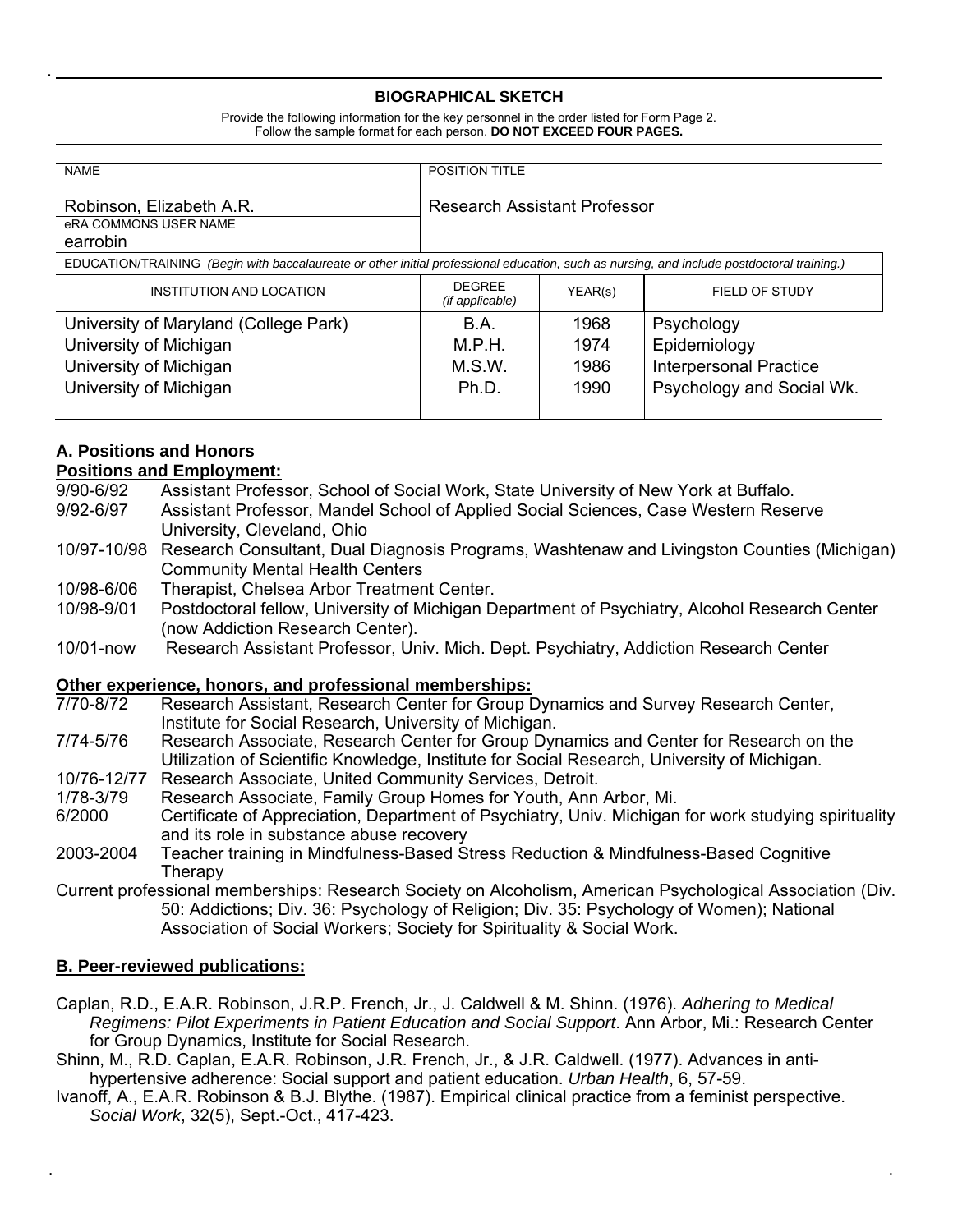## BIOGRAPHICAL SKETCH

Provide the following information for the key personnel in the order listed for Form Page 2.
Follow the sample format for each person. **DO NOT EXCEED FOUR PAGES.**

| NAME | POSITION TITLE |
|---|---|
| Robinson, Elizabeth A.R. | Research Assistant Professor |
| eRA COMMONS USER NAME<br>earrobin | |

EDUCATION/TRAINING *(Begin with baccalaureate or other initial professional education, such as nursing, and include postdoctoral training.)*

| INSTITUTION AND LOCATION | DEGREE *(if applicable)* | YEAR(s) | FIELD OF STUDY |
|---|---|---|---|
| University of Maryland (College Park) | B.A. | 1968 | Psychology |
| University of Michigan | M.P.H. | 1974 | Epidemiology |
| University of Michigan | M.S.W. | 1986 | Interpersonal Practice |
| University of Michigan | Ph.D. | 1990 | Psychology and Social Wk. |

### A. Positions and Honors

**Positions and Employment:**

- 9/90-6/92 Assistant Professor, School of Social Work, State University of New York at Buffalo.
- 9/92-6/97 Assistant Professor, Mandel School of Applied Social Sciences, Case Western Reserve University, Cleveland, Ohio
- 10/97-10/98 Research Consultant, Dual Diagnosis Programs, Washtenaw and Livingston Counties (Michigan) Community Mental Health Centers
- 10/98-6/06 Therapist, Chelsea Arbor Treatment Center.
- 10/98-9/01 Postdoctoral fellow, University of Michigan Department of Psychiatry, Alcohol Research Center (now Addiction Research Center).
- 10/01-now Research Assistant Professor, Univ. Mich. Dept. Psychiatry, Addiction Research Center

**Other experience, honors, and professional memberships:**

- 7/70-8/72 Research Assistant, Research Center for Group Dynamics and Survey Research Center, Institute for Social Research, University of Michigan.
- 7/74-5/76 Research Associate, Research Center for Group Dynamics and Center for Research on the Utilization of Scientific Knowledge, Institute for Social Research, University of Michigan.
- 10/76-12/77 Research Associate, United Community Services, Detroit.
- 1/78-3/79 Research Associate, Family Group Homes for Youth, Ann Arbor, Mi.
- 6/2000 Certificate of Appreciation, Department of Psychiatry, Univ. Michigan for work studying spirituality and its role in substance abuse recovery
- 2003-2004 Teacher training in Mindfulness-Based Stress Reduction & Mindfulness-Based Cognitive Therapy

Current professional memberships: Research Society on Alcoholism, American Psychological Association (Div. 50: Addictions; Div. 36: Psychology of Religion; Div. 35: Psychology of Women); National Association of Social Workers; Society for Spirituality & Social Work.

### B. Peer-reviewed publications:

Caplan, R.D., E.A.R. Robinson, J.R.P. French, Jr., J. Caldwell & M. Shinn. (1976). *Adhering to Medical Regimens: Pilot Experiments in Patient Education and Social Support*. Ann Arbor, Mi.: Research Center for Group Dynamics, Institute for Social Research.

Shinn, M., R.D. Caplan, E.A.R. Robinson, J.R. French, Jr., & J.R. Caldwell. (1977). Advances in anti-hypertensive adherence: Social support and patient education. *Urban Health*, 6, 57-59.

Ivanoff, A., E.A.R. Robinson & B.J. Blythe. (1987). Empirical clinical practice from a feminist perspective. *Social Work*, 32(5), Sept.-Oct., 417-423.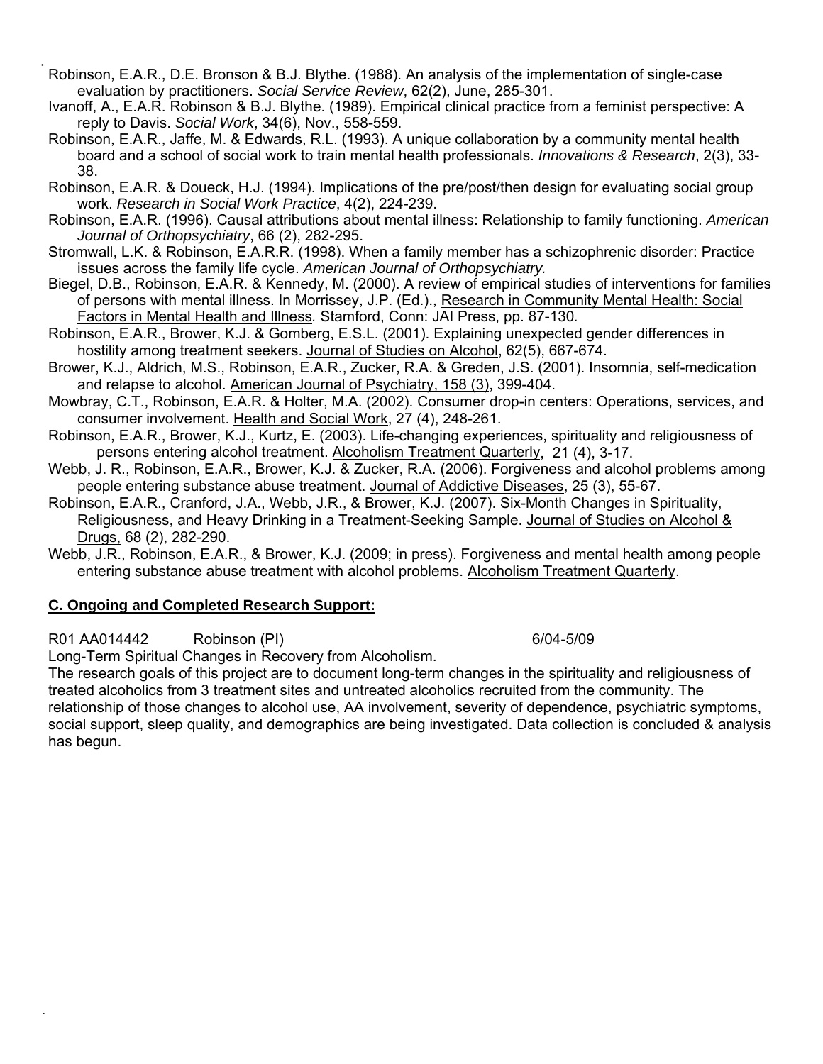Robinson, E.A.R., D.E. Bronson & B.J. Blythe. (1988). An analysis of the implementation of single-case evaluation by practitioners. *Social Service Review*, 62(2), June, 285-301.

Ivanoff, A., E.A.R. Robinson & B.J. Blythe. (1989). Empirical clinical practice from a feminist perspective: A reply to Davis. *Social Work*, 34(6), Nov., 558-559.

Robinson, E.A.R., Jaffe, M. & Edwards, R.L. (1993). A unique collaboration by a community mental health board and a school of social work to train mental health professionals. *Innovations & Research*, 2(3), 33-38.

Robinson, E.A.R. & Doueck, H.J. (1994). Implications of the pre/post/then design for evaluating social group work. *Research in Social Work Practice*, 4(2), 224-239.

Robinson, E.A.R. (1996). Causal attributions about mental illness: Relationship to family functioning. *American Journal of Orthopsychiatry*, 66 (2), 282-295.

Stromwall, L.K. & Robinson, E.A.R.R. (1998). When a family member has a schizophrenic disorder: Practice issues across the family life cycle. *American Journal of Orthopsychiatry.*

Biegel, D.B., Robinson, E.A.R. & Kennedy, M. (2000). A review of empirical studies of interventions for families of persons with mental illness. In Morrissey, J.P. (Ed.)., Research in Community Mental Health: Social Factors in Mental Health and Illness*.* Stamford, Conn: JAI Press, pp. 87-130.

Robinson, E.A.R., Brower, K.J. & Gomberg, E.S.L. (2001). Explaining unexpected gender differences in hostility among treatment seekers. Journal of Studies on Alcohol, 62(5), 667-674.

Brower, K.J., Aldrich, M.S., Robinson, E.A.R., Zucker, R.A. & Greden, J.S. (2001). Insomnia, self-medication and relapse to alcohol. American Journal of Psychiatry, 158 (3), 399-404.

Mowbray, C.T., Robinson, E.A.R. & Holter, M.A. (2002). Consumer drop-in centers: Operations, services, and consumer involvement. Health and Social Work, 27 (4), 248-261.

Robinson, E.A.R., Brower, K.J., Kurtz, E. (2003). Life-changing experiences, spirituality and religiousness of persons entering alcohol treatment. Alcoholism Treatment Quarterly, 21 (4), 3-17.

Webb, J. R., Robinson, E.A.R., Brower, K.J. & Zucker, R.A. (2006). Forgiveness and alcohol problems among people entering substance abuse treatment. Journal of Addictive Diseases, 25 (3), 55-67.

Robinson, E.A.R., Cranford, J.A., Webb, J.R., & Brower, K.J. (2007). Six-Month Changes in Spirituality, Religiousness, and Heavy Drinking in a Treatment-Seeking Sample. Journal of Studies on Alcohol & Drugs, 68 (2), 282-290.

Webb, J.R., Robinson, E.A.R., & Brower, K.J. (2009; in press). Forgiveness and mental health among people entering substance abuse treatment with alcohol problems. Alcoholism Treatment Quarterly.

## C. Ongoing and Completed Research Support:

R01 AA014442 Robinson (PI) 6/04-5/09

Long-Term Spiritual Changes in Recovery from Alcoholism.

The research goals of this project are to document long-term changes in the spirituality and religiousness of treated alcoholics from 3 treatment sites and untreated alcoholics recruited from the community. The relationship of those changes to alcohol use, AA involvement, severity of dependence, psychiatric symptoms, social support, sleep quality, and demographics are being investigated. Data collection is concluded & analysis has begun.